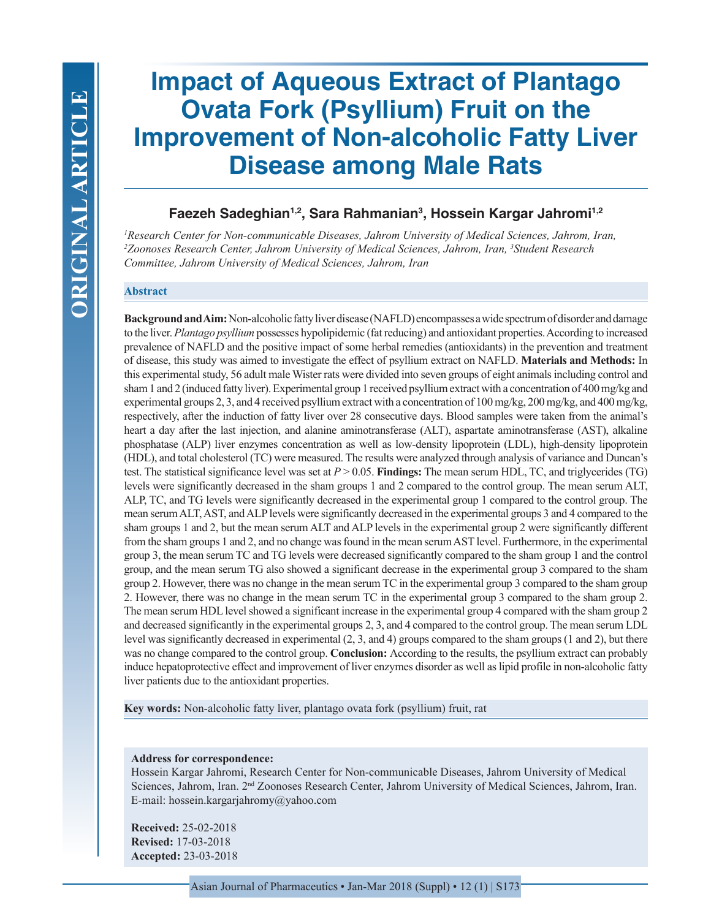ORIGINAL ARTICLE

# Impact of Aqueous Extract of Plantago Ovata Fork (Psyllium) Fruit on the Improvement of Non-alcoholic Fatty Liver Disease among Male Rats

**Faezeh Sadeghian[1,2], Sara Rahmanian[3], Hossein Kargar Jahromi[1,2]**

*[1]Research Center for Non-communicable Diseases, Jahrom University of Medical Sciences, Jahrom, Iran, [2]Zoonoses Research Center, Jahrom University of Medical Sciences, Jahrom, Iran, [3]Student Research Committee, Jahrom University of Medical Sciences, Jahrom, Iran*

## Abstract

**Background and Aim:** Non-alcoholic fatty liver disease (NAFLD) encompasses a wide spectrum of disorder and damage to the liver. *Plantago psyllium* possesses hypolipidemic (fat reducing) and antioxidant properties. According to increased prevalence of NAFLD and the positive impact of some herbal remedies (antioxidants) in the prevention and treatment of disease, this study was aimed to investigate the effect of psyllium extract on NAFLD. **Materials and Methods:** In this experimental study, 56 adult male Wister rats were divided into seven groups of eight animals including control and sham 1 and 2 (induced fatty liver). Experimental group 1 received psyllium extract with a concentration of 400 mg/kg and experimental groups 2, 3, and 4 received psyllium extract with a concentration of 100 mg/kg, 200 mg/kg, and 400 mg/kg, respectively, after the induction of fatty liver over 28 consecutive days. Blood samples were taken from the animal's heart a day after the last injection, and alanine aminotransferase (ALT), aspartate aminotransferase (AST), alkaline phosphatase (ALP) liver enzymes concentration as well as low-density lipoprotein (LDL), high-density lipoprotein (HDL), and total cholesterol (TC) were measured. The results were analyzed through analysis of variance and Duncan's test. The statistical significance level was set at $P > 0.05$. **Findings:** The mean serum HDL, TC, and triglycerides (TG) levels were significantly decreased in the sham groups 1 and 2 compared to the control group. The mean serum ALT, ALP, TC, and TG levels were significantly decreased in the experimental group 1 compared to the control group. The mean serum ALT, AST, and ALP levels were significantly decreased in the experimental groups 3 and 4 compared to the sham groups 1 and 2, but the mean serum ALT and ALP levels in the experimental group 2 were significantly different from the sham groups 1 and 2, and no change was found in the mean serum AST level. Furthermore, in the experimental group 3, the mean serum TC and TG levels were decreased significantly compared to the sham group 1 and the control group, and the mean serum TG also showed a significant decrease in the experimental group 3 compared to the sham group 2. However, there was no change in the mean serum TC in the experimental group 3 compared to the sham group 2. However, there was no change in the mean serum TC in the experimental group 3 compared to the sham group 2. The mean serum HDL level showed a significant increase in the experimental group 4 compared with the sham group 2 and decreased significantly in the experimental groups 2, 3, and 4 compared to the control group. The mean serum LDL level was significantly decreased in experimental (2, 3, and 4) groups compared to the sham groups (1 and 2), but there was no change compared to the control group. **Conclusion:** According to the results, the psyllium extract can probably induce hepatoprotective effect and improvement of liver enzymes disorder as well as lipid profile in non-alcoholic fatty liver patients due to the antioxidant properties.

**Key words:** Non-alcoholic fatty liver, plantago ovata fork (psyllium) fruit, rat

**Address for correspondence:**
Hossein Kargar Jahromi, Research Center for Non-communicable Diseases, Jahrom University of Medical Sciences, Jahrom, Iran. 2nd Zoonoses Research Center, Jahrom University of Medical Sciences, Jahrom, Iran.
E-mail: hossein.kargarjahromy@yahoo.com

**Received:** 25-02-2018
**Revised:** 17-03-2018
**Accepted:** 23-03-2018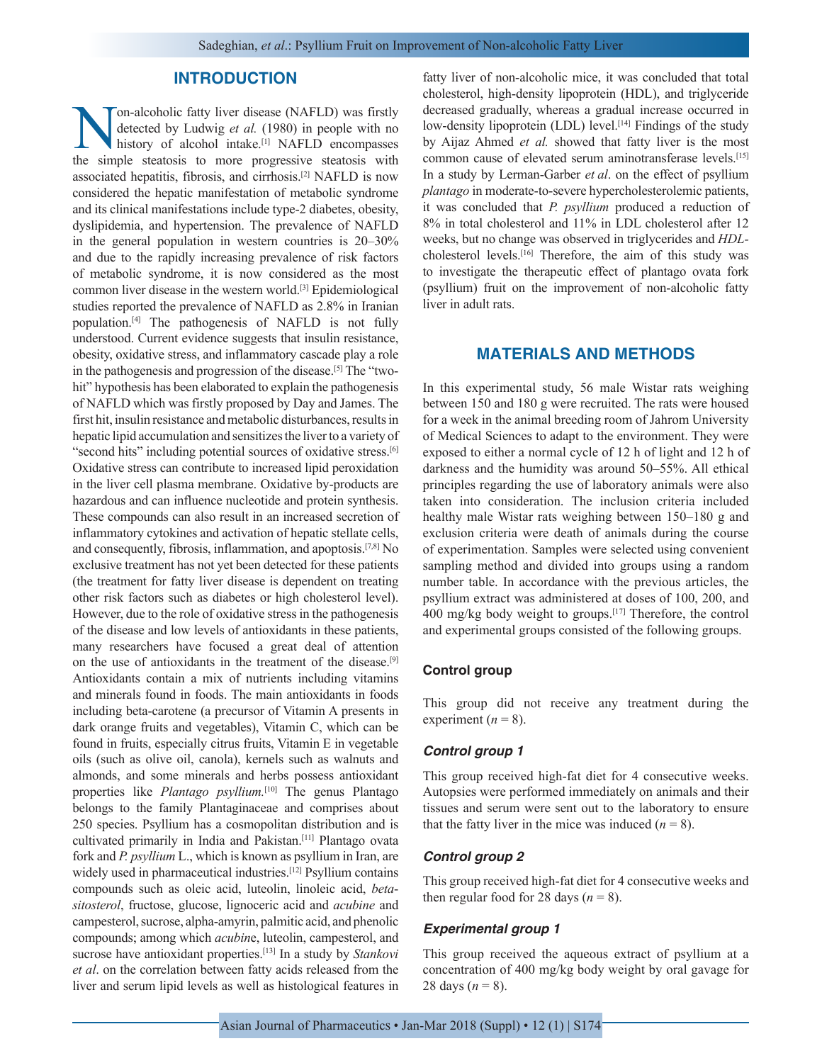## INTRODUCTION

Non-alcoholic fatty liver disease (NAFLD) was firstly detected by Ludwig *et al.* (1980) in people with no history of alcohol intake.[1] NAFLD encompasses the simple steatosis to more progressive steatosis with associated hepatitis, fibrosis, and cirrhosis.[2] NAFLD is now considered the hepatic manifestation of metabolic syndrome and its clinical manifestations include type-2 diabetes, obesity, dyslipidemia, and hypertension. The prevalence of NAFLD in the general population in western countries is 20–30% and due to the rapidly increasing prevalence of risk factors of metabolic syndrome, it is now considered as the most common liver disease in the western world.[3] Epidemiological studies reported the prevalence of NAFLD as 2.8% in Iranian population.[4] The pathogenesis of NAFLD is not fully understood. Current evidence suggests that insulin resistance, obesity, oxidative stress, and inflammatory cascade play a role in the pathogenesis and progression of the disease.[5] The "two-hit" hypothesis has been elaborated to explain the pathogenesis of NAFLD which was firstly proposed by Day and James. The first hit, insulin resistance and metabolic disturbances, results in hepatic lipid accumulation and sensitizes the liver to a variety of "second hits" including potential sources of oxidative stress.[6] Oxidative stress can contribute to increased lipid peroxidation in the liver cell plasma membrane. Oxidative by-products are hazardous and can influence nucleotide and protein synthesis. These compounds can also result in an increased secretion of inflammatory cytokines and activation of hepatic stellate cells, and consequently, fibrosis, inflammation, and apoptosis.[7,8] No exclusive treatment has not yet been detected for these patients (the treatment for fatty liver disease is dependent on treating other risk factors such as diabetes or high cholesterol level). However, due to the role of oxidative stress in the pathogenesis of the disease and low levels of antioxidants in these patients, many researchers have focused a great deal of attention on the use of antioxidants in the treatment of the disease.[9] Antioxidants contain a mix of nutrients including vitamins and minerals found in foods. The main antioxidants in foods including beta-carotene (a precursor of Vitamin A presents in dark orange fruits and vegetables), Vitamin C, which can be found in fruits, especially citrus fruits, Vitamin E in vegetable oils (such as olive oil, canola), kernels such as walnuts and almonds, and some minerals and herbs possess antioxidant properties like *Plantago psyllium.*[10] The genus Plantago belongs to the family Plantaginaceae and comprises about 250 species. Psyllium has a cosmopolitan distribution and is cultivated primarily in India and Pakistan.[11] Plantago ovata fork and *P. psyllium* L., which is known as psyllium in Iran, are widely used in pharmaceutical industries.[12] Psyllium contains compounds such as oleic acid, luteolin, linoleic acid, *beta-sitosterol*, fructose, glucose, lignoceric acid and *acubine* and campesterol, sucrose, alpha-amyrin, palmitic acid, and phenolic compounds; among which *acubin*e, luteolin, campesterol, and sucrose have antioxidant properties.[13] In a study by *Stankovi et al*. on the correlation between fatty acids released from the liver and serum lipid levels as well as histological features in fatty liver of non-alcoholic mice, it was concluded that total cholesterol, high-density lipoprotein (HDL), and triglyceride decreased gradually, whereas a gradual increase occurred in low-density lipoprotein (LDL) level.[14] Findings of the study by Aijaz Ahmed *et al.* showed that fatty liver is the most common cause of elevated serum aminotransferase levels.[15] In a study by Lerman-Garber *et al*. on the effect of psyllium *plantago* in moderate-to-severe hypercholesterolemic patients, it was concluded that *P. psyllium* produced a reduction of 8% in total cholesterol and 11% in LDL cholesterol after 12 weeks, but no change was observed in triglycerides and *HDL*-cholesterol levels.[16] Therefore, the aim of this study was to investigate the therapeutic effect of plantago ovata fork (psyllium) fruit on the improvement of non-alcoholic fatty liver in adult rats.

## MATERIALS AND METHODS

In this experimental study, 56 male Wistar rats weighing between 150 and 180 g were recruited. The rats were housed for a week in the animal breeding room of Jahrom University of Medical Sciences to adapt to the environment. They were exposed to either a normal cycle of 12 h of light and 12 h of darkness and the humidity was around 50–55%. All ethical principles regarding the use of laboratory animals were also taken into consideration. The inclusion criteria included healthy male Wistar rats weighing between 150–180 g and exclusion criteria were death of animals during the course of experimentation. Samples were selected using convenient sampling method and divided into groups using a random number table. In accordance with the previous articles, the psyllium extract was administered at doses of 100, 200, and 400 mg/kg body weight to groups.[17] Therefore, the control and experimental groups consisted of the following groups.

### Control group

This group did not receive any treatment during the experiment ($n = 8$).

### *Control group 1*

This group received high-fat diet for 4 consecutive weeks. Autopsies were performed immediately on animals and their tissues and serum were sent out to the laboratory to ensure that the fatty liver in the mice was induced ($n = 8$).

### *Control group 2*

This group received high-fat diet for 4 consecutive weeks and then regular food for 28 days ($n = 8$).

### *Experimental group 1*

This group received the aqueous extract of psyllium at a concentration of 400 mg/kg body weight by oral gavage for 28 days ($n = 8$).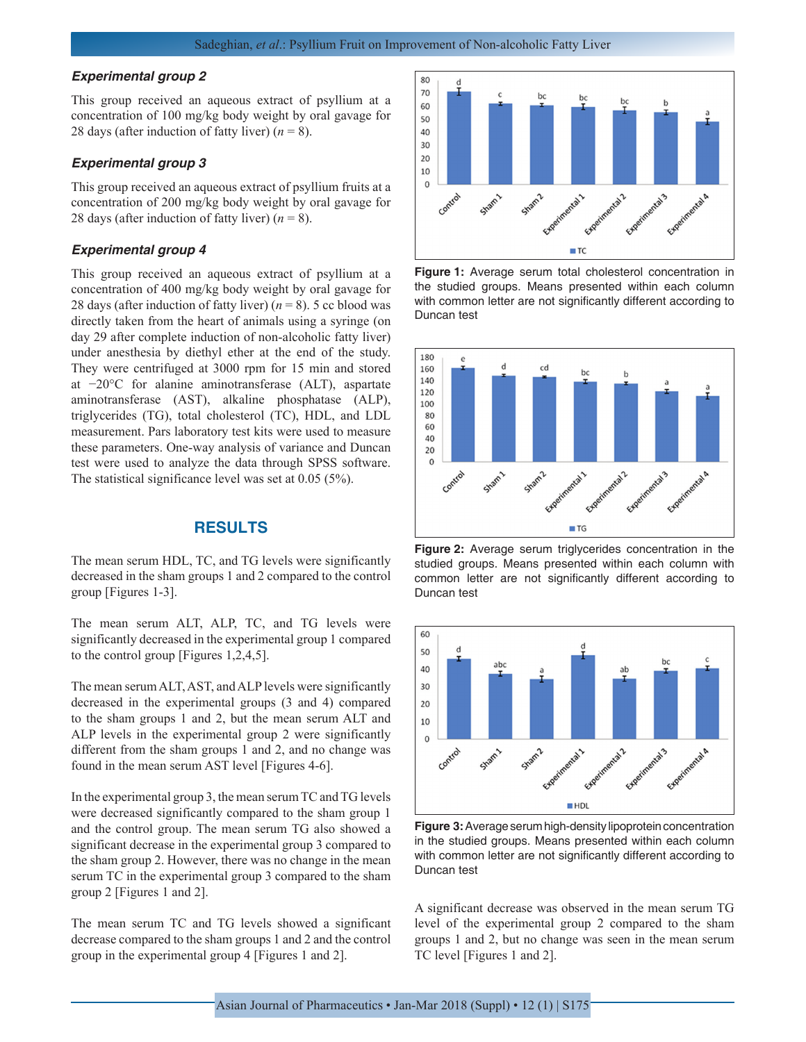### *Experimental group 2*

This group received an aqueous extract of psyllium at a concentration of 100 mg/kg body weight by oral gavage for 28 days (after induction of fatty liver) ($n = 8$).

### *Experimental group 3*

This group received an aqueous extract of psyllium fruits at a concentration of 200 mg/kg body weight by oral gavage for 28 days (after induction of fatty liver) ($n = 8$).

### *Experimental group 4*

This group received an aqueous extract of psyllium at a concentration of 400 mg/kg body weight by oral gavage for 28 days (after induction of fatty liver) ($n = 8$). 5 cc blood was directly taken from the heart of animals using a syringe (on day 29 after complete induction of non-alcoholic fatty liver) under anesthesia by diethyl ether at the end of the study. They were centrifuged at 3000 rpm for 15 min and stored at −20°C for alanine aminotransferase (ALT), aspartate aminotransferase (AST), alkaline phosphatase (ALP), triglycerides (TG), total cholesterol (TC), HDL, and LDL measurement. Pars laboratory test kits were used to measure these parameters. One-way analysis of variance and Duncan test were used to analyze the data through SPSS software. The statistical significance level was set at 0.05 (5%).

## RESULTS

The mean serum HDL, TC, and TG levels were significantly decreased in the sham groups 1 and 2 compared to the control group [Figures 1-3].

The mean serum ALT, ALP, TC, and TG levels were significantly decreased in the experimental group 1 compared to the control group [Figures 1,2,4,5].

The mean serum ALT, AST, and ALP levels were significantly decreased in the experimental groups (3 and 4) compared to the sham groups 1 and 2, but the mean serum ALT and ALP levels in the experimental group 2 were significantly different from the sham groups 1 and 2, and no change was found in the mean serum AST level [Figures 4-6].

In the experimental group 3, the mean serum TC and TG levels were decreased significantly compared to the sham group 1 and the control group. The mean serum TG also showed a significant decrease in the experimental group 3 compared to the sham group 2. However, there was no change in the mean serum TC in the experimental group 3 compared to the sham group 2 [Figures 1 and 2].

The mean serum TC and TG levels showed a significant decrease compared to the sham groups 1 and 2 and the control group in the experimental group 4 [Figures 1 and 2].

**Figure 1:** Average serum total cholesterol concentration in the studied groups. Means presented within each column with common letter are not significantly different according to Duncan test

**Figure 2:** Average serum triglycerides concentration in the studied groups. Means presented within each column with common letter are not significantly different according to Duncan test

**Figure 3:** Average serum high-density lipoprotein concentration in the studied groups. Means presented within each column with common letter are not significantly different according to Duncan test

A significant decrease was observed in the mean serum TG level of the experimental group 2 compared to the sham groups 1 and 2, but no change was seen in the mean serum TC level [Figures 1 and 2].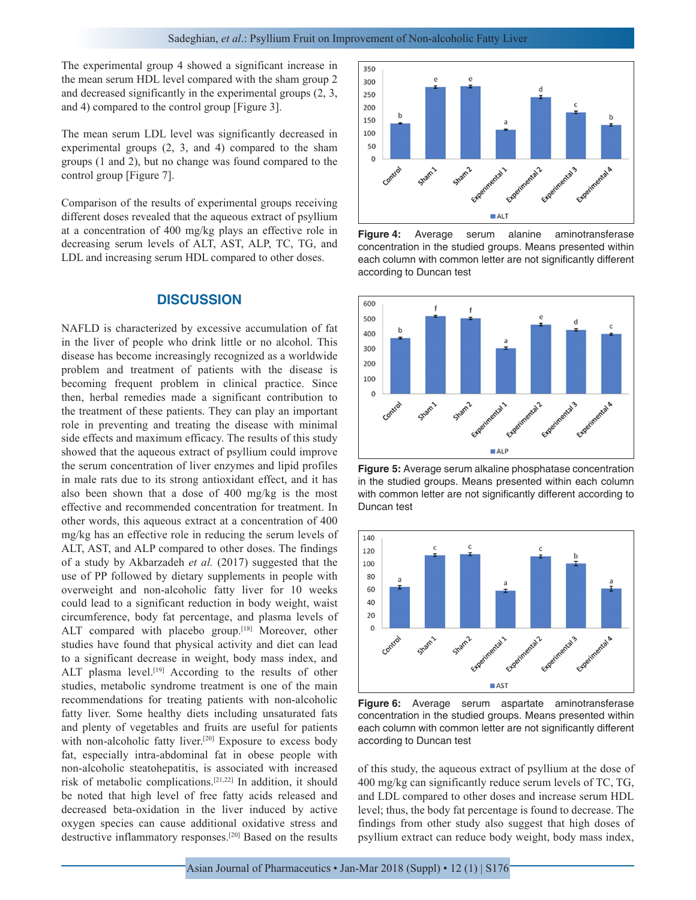The experimental group 4 showed a significant increase in the mean serum HDL level compared with the sham group 2 and decreased significantly in the experimental groups (2, 3, and 4) compared to the control group [Figure 3].

The mean serum LDL level was significantly decreased in experimental groups (2, 3, and 4) compared to the sham groups (1 and 2), but no change was found compared to the control group [Figure 7].

Comparison of the results of experimental groups receiving different doses revealed that the aqueous extract of psyllium at a concentration of 400 mg/kg plays an effective role in decreasing serum levels of ALT, AST, ALP, TC, TG, and LDL and increasing serum HDL compared to other doses.

## DISCUSSION

NAFLD is characterized by excessive accumulation of fat in the liver of people who drink little or no alcohol. This disease has become increasingly recognized as a worldwide problem and treatment of patients with the disease is becoming frequent problem in clinical practice. Since then, herbal remedies made a significant contribution to the treatment of these patients. They can play an important role in preventing and treating the disease with minimal side effects and maximum efficacy. The results of this study showed that the aqueous extract of psyllium could improve the serum concentration of liver enzymes and lipid profiles in male rats due to its strong antioxidant effect, and it has also been shown that a dose of 400 mg/kg is the most effective and recommended concentration for treatment. In other words, this aqueous extract at a concentration of 400 mg/kg has an effective role in reducing the serum levels of ALT, AST, and ALP compared to other doses. The findings of a study by Akbarzadeh *et al.* (2017) suggested that the use of PP followed by dietary supplements in people with overweight and non-alcoholic fatty liver for 10 weeks could lead to a significant reduction in body weight, waist circumference, body fat percentage, and plasma levels of ALT compared with placebo group.[18] Moreover, other studies have found that physical activity and diet can lead to a significant decrease in weight, body mass index, and ALT plasma level.[19] According to the results of other studies, metabolic syndrome treatment is one of the main recommendations for treating patients with non-alcoholic fatty liver. Some healthy diets including unsaturated fats and plenty of vegetables and fruits are useful for patients with non-alcoholic fatty liver.[20] Exposure to excess body fat, especially intra-abdominal fat in obese people with non-alcoholic steatohepatitis, is associated with increased risk of metabolic complications.[21,22] In addition, it should be noted that high level of free fatty acids released and decreased beta-oxidation in the liver induced by active oxygen species can cause additional oxidative stress and destructive inflammatory responses.[20] Based on the results of this study, the aqueous extract of psyllium at the dose of 400 mg/kg can significantly reduce serum levels of TC, TG, and LDL compared to other doses and increase serum HDL level; thus, the body fat percentage is found to decrease. The findings from other study also suggest that high doses of psyllium extract can reduce body weight, body mass index,

**Figure 4:** Average serum alanine aminotransferase concentration in the studied groups. Means presented within each column with common letter are not significantly different according to Duncan test

**Figure 5:** Average serum alkaline phosphatase concentration in the studied groups. Means presented within each column with common letter are not significantly different according to Duncan test

**Figure 6:** Average serum aspartate aminotransferase concentration in the studied groups. Means presented within each column with common letter are not significantly different according to Duncan test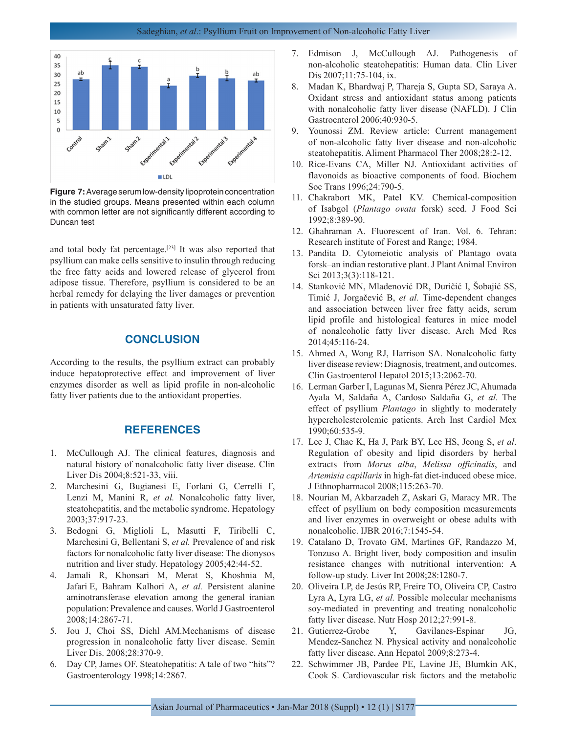Figure 7: Average serum low-density lipoprotein concentration in the studied groups. Means presented within each column with common letter are not significantly different according to Duncan test

and total body fat percentage.[23] It was also reported that psyllium can make cells sensitive to insulin through reducing the free fatty acids and lowered release of glycerol from adipose tissue. Therefore, psyllium is considered to be an herbal remedy for delaying the liver damages or prevention in patients with unsaturated fatty liver.

## CONCLUSION

According to the results, the psyllium extract can probably induce hepatoprotective effect and improvement of liver enzymes disorder as well as lipid profile in non-alcoholic fatty liver patients due to the antioxidant properties.

## REFERENCES

1. McCullough AJ. The clinical features, diagnosis and natural history of nonalcoholic fatty liver disease. Clin Liver Dis 2004;8:521-33, viii.
2. Marchesini G, Bugianesi E, Forlani G, Cerrelli F, Lenzi M, Manini R, *et al.* Nonalcoholic fatty liver, steatohepatitis, and the metabolic syndrome. Hepatology 2003;37:917-23.
3. Bedogni G, Miglioli L, Masutti F, Tiribelli C, Marchesini G, Bellentani S, *et al.* Prevalence of and risk factors for nonalcoholic fatty liver disease: The dionysos nutrition and liver study. Hepatology 2005;42:44-52.
4. Jamali R, Khonsari M, Merat S, Khoshnia M, Jafari E, Bahram Kalhori A, *et al.* Persistent alanine aminotransferase elevation among the general iranian population: Prevalence and causes. World J Gastroenterol 2008;14:2867-71.
5. Jou J, Choi SS, Diehl AM.Mechanisms of disease progression in nonalcoholic fatty liver disease. Semin Liver Dis. 2008;28:370-9.
6. Day CP, James OF. Steatohepatitis: A tale of two "hits"? Gastroenterology 1998;14:2867.
7. Edmison J, McCullough AJ. Pathogenesis of non-alcoholic steatohepatitis: Human data. Clin Liver Dis 2007;11:75-104, ix.
8. Madan K, Bhardwaj P, Thareja S, Gupta SD, Saraya A. Oxidant stress and antioxidant status among patients with nonalcoholic fatty liver disease (NAFLD). J Clin Gastroenterol 2006;40:930-5.
9. Younossi ZM. Review article: Current management of non-alcoholic fatty liver disease and non-alcoholic steatohepatitis. Aliment Pharmacol Ther 2008;28:2-12.
10. Rice-Evans CA, Miller NJ. Antioxidant activities of flavonoids as bioactive components of food. Biochem Soc Trans 1996;24:790-5.
11. Chakrabort MK, Patel KV. Chemical-composition of Isabgol (*Plantago ovata* forsk) seed. J Food Sci 1992;8:389-90.
12. Ghahraman A. Fluorescent of Iran. Vol. 6. Tehran: Research institute of Forest and Range; 1984.
13. Pandita D. Cytomeiotic analysis of Plantago ovata forsk–an indian restorative plant. J Plant Animal Environ Sci 2013;3(3):118-121.
14. Stanković MN, Mladenović DR, Duričić I, Šobajić SS, Timić J, Jorgačević B, *et al.* Time-dependent changes and association between liver free fatty acids, serum lipid profile and histological features in mice model of nonalcoholic fatty liver disease. Arch Med Res 2014;45:116-24.
15. Ahmed A, Wong RJ, Harrison SA. Nonalcoholic fatty liver disease review: Diagnosis, treatment, and outcomes. Clin Gastroenterol Hepatol 2015;13:2062-70.
16. Lerman Garber I, Lagunas M, Sienra Pérez JC, Ahumada Ayala M, Saldaña A, Cardoso Saldaña G, *et al.* The effect of psyllium *Plantago* in slightly to moderately hypercholesterolemic patients. Arch Inst Cardiol Mex 1990;60:535-9.
17. Lee J, Chae K, Ha J, Park BY, Lee HS, Jeong S, *et al*. Regulation of obesity and lipid disorders by herbal extracts from *Morus alba*, *Melissa officinalis*, and *Artemisia capillaris* in high-fat diet-induced obese mice. J Ethnopharmacol 2008;115:263-70.
18. Nourian M, Akbarzadeh Z, Askari G, Maracy MR. The effect of psyllium on body composition measurements and liver enzymes in overweight or obese adults with nonalcoholic. IJBR 2016;7:1545-54.
19. Catalano D, Trovato GM, Martines GF, Randazzo M, Tonzuso A. Bright liver, body composition and insulin resistance changes with nutritional intervention: A follow-up study. Liver Int 2008;28:1280-7.
20. Oliveira LP, de Jesús RP, Freire TO, Oliveira CP, Castro Lyra A, Lyra LG, *et al.* Possible molecular mechanisms soy-mediated in preventing and treating nonalcoholic fatty liver disease. Nutr Hosp 2012;27:991-8.
21. Gutierrez-Grobe Y, Gavilanes-Espinar JG, Mendez-Sanchez N. Physical activity and nonalcoholic fatty liver disease. Ann Hepatol 2009;8:273-4.
22. Schwimmer JB, Pardee PE, Lavine JE, Blumkin AK, Cook S. Cardiovascular risk factors and the metabolic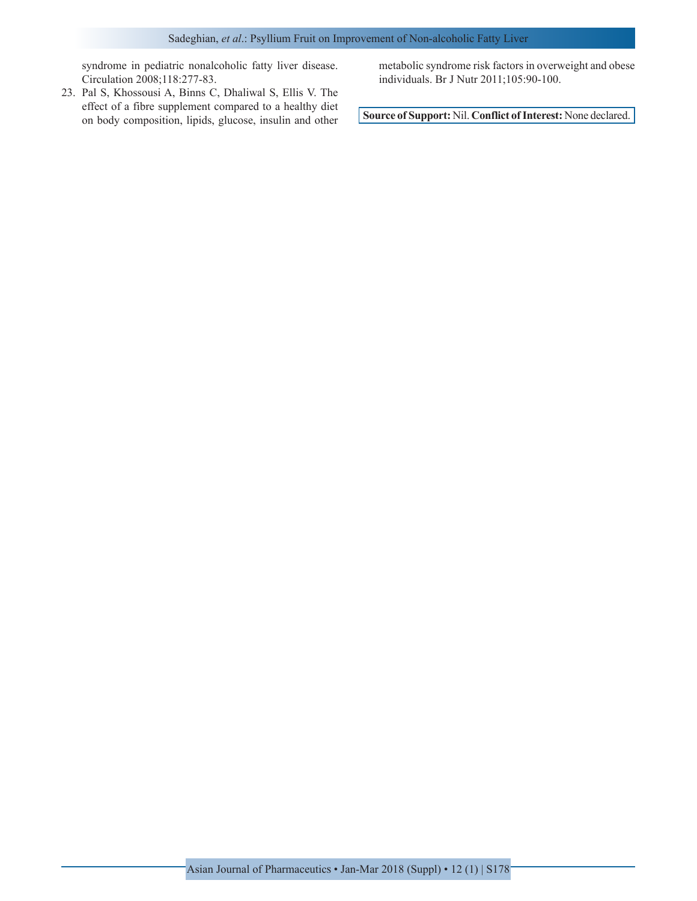syndrome in pediatric nonalcoholic fatty liver disease. Circulation 2008;118:277-83.

23. Pal S, Khossousi A, Binns C, Dhaliwal S, Ellis V. The effect of a fibre supplement compared to a healthy diet on body composition, lipids, glucose, insulin and other metabolic syndrome risk factors in overweight and obese individuals. Br J Nutr 2011;105:90-100.

**Source of Support:** Nil. **Conflict of Interest:** None declared.